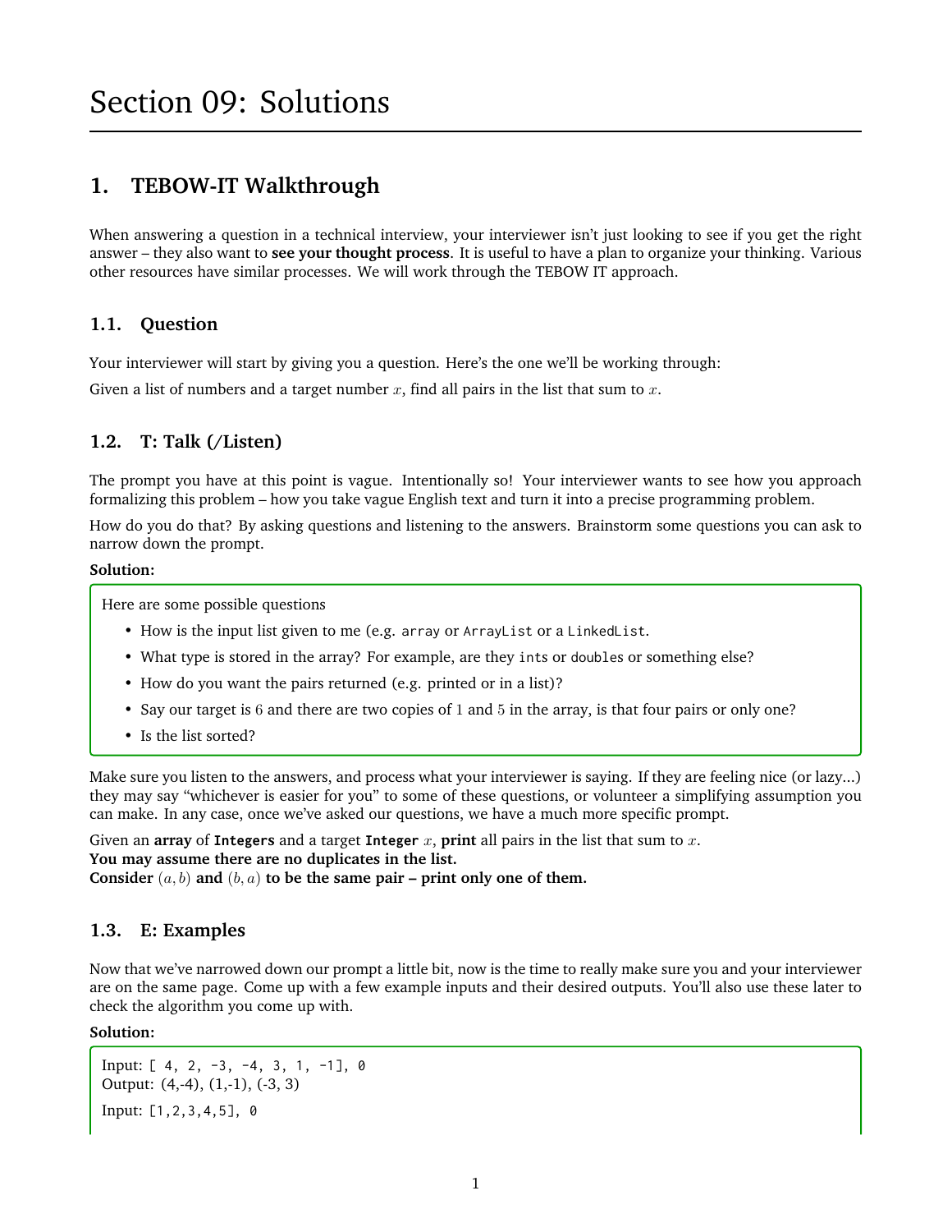# Section 09: Solutions

## 1. TEBOW-IT Walkthrough

When answering a question in a technical interview, your interviewer isn't just looking to see if you get the right answer – they also want to **see your thought process**. It is useful to have a plan to organize your thinking. Various other resources have similar processes. We will work through the TEBOW IT approach.

### 1.1. Question

Your interviewer will start by giving you a question. Here's the one we'll be working through:

Given a list of numbers and a target number $x$, find all pairs in the list that sum to $x$.

### 1.2. T: Talk (/Listen)

The prompt you have at this point is vague. Intentionally so! Your interviewer wants to see how you approach formalizing this problem – how you take vague English text and turn it into a precise programming problem.

How do you do that? By asking questions and listening to the answers. Brainstorm some questions you can ask to narrow down the prompt.

**Solution:**

Here are some possible questions

- How is the input list given to me (e.g. `array` or `ArrayList` or a `LinkedList`.
- What type is stored in the array? For example, are they `ints` or `doubles` or something else?
- How do you want the pairs returned (e.g. printed or in a list)?
- Say our target is $6$ and there are two copies of $1$ and $5$ in the array, is that four pairs or only one?
- Is the list sorted?

Make sure you listen to the answers, and process what your interviewer is saying. If they are feeling nice (or lazy...) they may say "whichever is easier for you" to some of these questions, or volunteer a simplifying assumption you can make. In any case, once we've asked our questions, we have a much more specific prompt.

Given an **array** of **`Integers`** and a target **`Integer`** $x$, **print** all pairs in the list that sum to $x$.
**You may assume there are no duplicates in the list.**
**Consider** $(a, b)$ **and** $(b, a)$ **to be the same pair – print only one of them.**

### 1.3. E: Examples

Now that we've narrowed down our prompt a little bit, now is the time to really make sure you and your interviewer are on the same page. Come up with a few example inputs and their desired outputs. You'll also use these later to check the algorithm you come up with.

**Solution:**

Input: `[ 4, 2, -3, -4, 3, 1, -1], 0`
Output: (4,-4), (1,-1), (-3, 3)

Input: `[1,2,3,4,5], 0`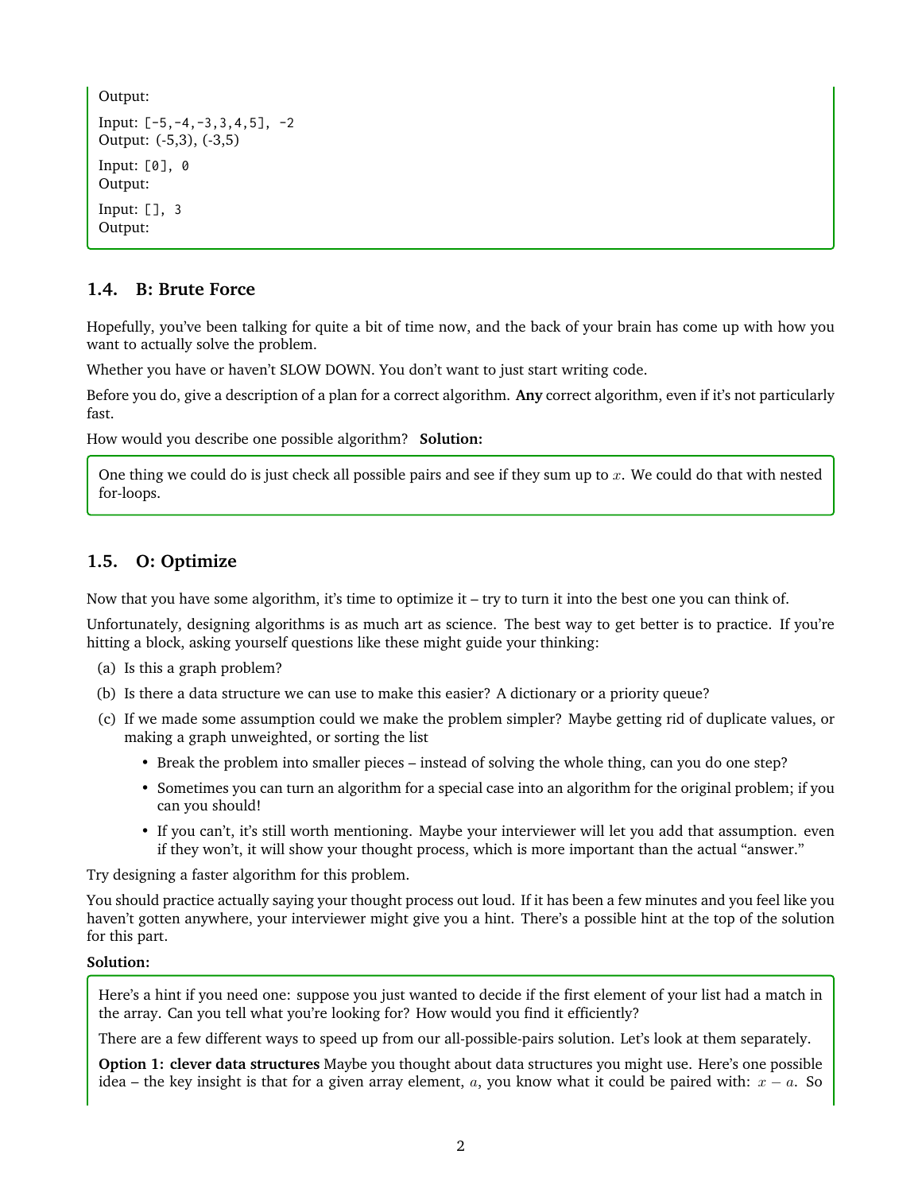Output:

Input: `[-5,-4,-3,3,4,5], -2`
Output: (-5,3), (-3,5)

Input: `[0], 0`
Output:

Input: `[], 3`
Output:

### 1.4. B: Brute Force

Hopefully, you've been talking for quite a bit of time now, and the back of your brain has come up with how you want to actually solve the problem.

Whether you have or haven't SLOW DOWN. You don't want to just start writing code.

Before you do, give a description of a plan for a correct algorithm. **Any** correct algorithm, even if it's not particularly fast.

How would you describe one possible algorithm? **Solution:**

One thing we could do is just check all possible pairs and see if they sum up to $x$. We could do that with nested for-loops.

### 1.5. O: Optimize

Now that you have some algorithm, it's time to optimize it – try to turn it into the best one you can think of.

Unfortunately, designing algorithms is as much art as science. The best way to get better is to practice. If you're hitting a block, asking yourself questions like these might guide your thinking:

(a) Is this a graph problem?

(b) Is there a data structure we can use to make this easier? A dictionary or a priority queue?

(c) If we made some assumption could we make the problem simpler? Maybe getting rid of duplicate values, or making a graph unweighted, or sorting the list

- Break the problem into smaller pieces – instead of solving the whole thing, can you do one step?
- Sometimes you can turn an algorithm for a special case into an algorithm for the original problem; if you can you should!
- If you can't, it's still worth mentioning. Maybe your interviewer will let you add that assumption. even if they won't, it will show your thought process, which is more important than the actual "answer."

Try designing a faster algorithm for this problem.

You should practice actually saying your thought process out loud. If it has been a few minutes and you feel like you haven't gotten anywhere, your interviewer might give you a hint. There's a possible hint at the top of the solution for this part.

**Solution:**

Here's a hint if you need one: suppose you just wanted to decide if the first element of your list had a match in the array. Can you tell what you're looking for? How would you find it efficiently?

There are a few different ways to speed up from our all-possible-pairs solution. Let's look at them separately.

**Option 1: clever data structures** Maybe you thought about data structures you might use. Here's one possible idea – the key insight is that for a given array element, $a$, you know what it could be paired with: $x - a$. So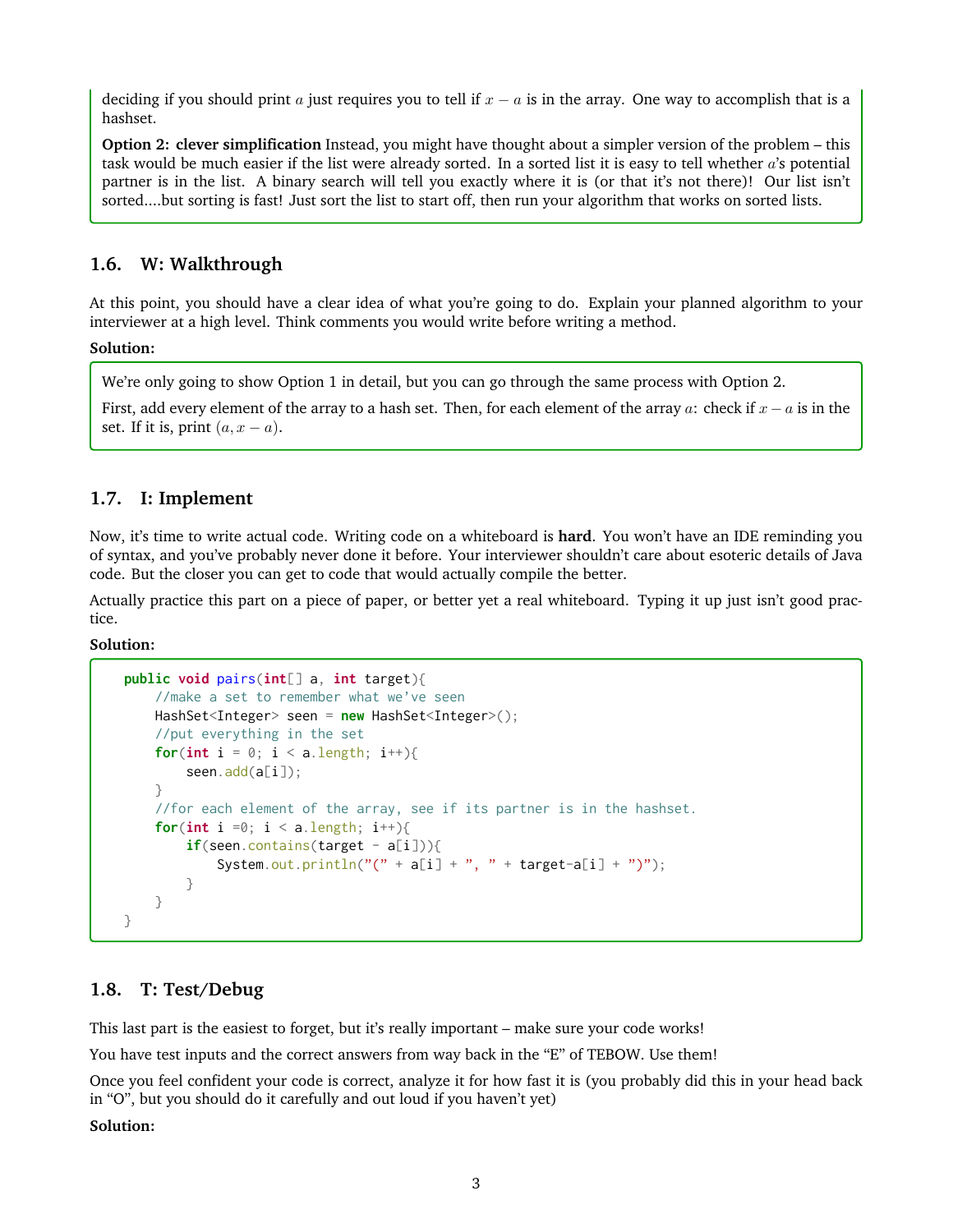deciding if you should print $a$ just requires you to tell if $x - a$ is in the array. One way to accomplish that is a hashset.

**Option 2: clever simplification** Instead, you might have thought about a simpler version of the problem – this task would be much easier if the list were already sorted. In a sorted list it is easy to tell whether $a$'s potential partner is in the list. A binary search will tell you exactly where it is (or that it's not there)! Our list isn't sorted....but sorting is fast! Just sort the list to start off, then run your algorithm that works on sorted lists.

### 1.6. W: Walkthrough

At this point, you should have a clear idea of what you're going to do. Explain your planned algorithm to your interviewer at a high level. Think comments you would write before writing a method.

**Solution:**

We're only going to show Option 1 in detail, but you can go through the same process with Option 2.

First, add every element of the array to a hash set. Then, for each element of the array $a$: check if $x - a$ is in the set. If it is, print $(a, x - a)$.

### 1.7. I: Implement

Now, it's time to write actual code. Writing code on a whiteboard is **hard**. You won't have an IDE reminding you of syntax, and you've probably never done it before. Your interviewer shouldn't care about esoteric details of Java code. But the closer you can get to code that would actually compile the better.

Actually practice this part on a piece of paper, or better yet a real whiteboard. Typing it up just isn't good practice.

**Solution:**

```java
public void pairs(int[] a, int target){
    //make a set to remember what we've seen
    HashSet<Integer> seen = new HashSet<Integer>();
    //put everything in the set
    for(int i = 0; i < a.length; i++){
        seen.add(a[i]);
    }
    //for each element of the array, see if its partner is in the hashset.
    for(int i =0; i < a.length; i++){
        if(seen.contains(target - a[i])){
            System.out.println("(" + a[i] + ", " + target-a[i] + ")");
        }
    }
}
```

### 1.8. T: Test/Debug

This last part is the easiest to forget, but it's really important – make sure your code works!

You have test inputs and the correct answers from way back in the "E" of TEBOW. Use them!

Once you feel confident your code is correct, analyze it for how fast it is (you probably did this in your head back in "O", but you should do it carefully and out loud if you haven't yet)

**Solution:**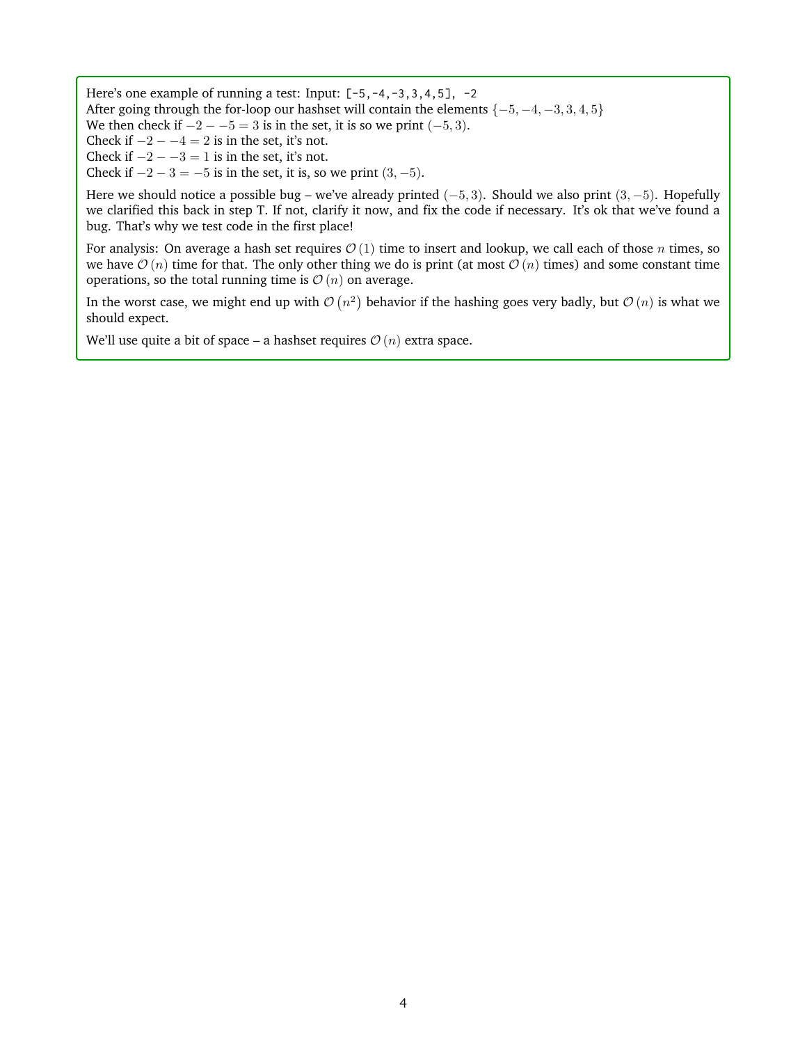Here's one example of running a test: Input: `[-5,-4,-3,3,4,5], -2`
After going through the for-loop our hashset will contain the elements $\{-5, -4, -3, 3, 4, 5\}$
We then check if $-2 - -5 = 3$ is in the set, it is so we print $(-5, 3)$.
Check if $-2 - -4 = 2$ is in the set, it's not.
Check if $-2 - -3 = 1$ is in the set, it's not.
Check if $-2 - 3 = -5$ is in the set, it is, so we print $(3, -5)$.

Here we should notice a possible bug – we've already printed $(-5, 3)$. Should we also print $(3, -5)$. Hopefully we clarified this back in step T. If not, clarify it now, and fix the code if necessary. It's ok that we've found a bug. That's why we test code in the first place!

For analysis: On average a hash set requires $\mathcal{O}(1)$ time to insert and lookup, we call each of those $n$ times, so we have $\mathcal{O}(n)$ time for that. The only other thing we do is print (at most $\mathcal{O}(n)$ times) and some constant time operations, so the total running time is $\mathcal{O}(n)$ on average.

In the worst case, we might end up with $\mathcal{O}(n^2)$ behavior if the hashing goes very badly, but $\mathcal{O}(n)$ is what we should expect.

We'll use quite a bit of space – a hashset requires $\mathcal{O}(n)$ extra space.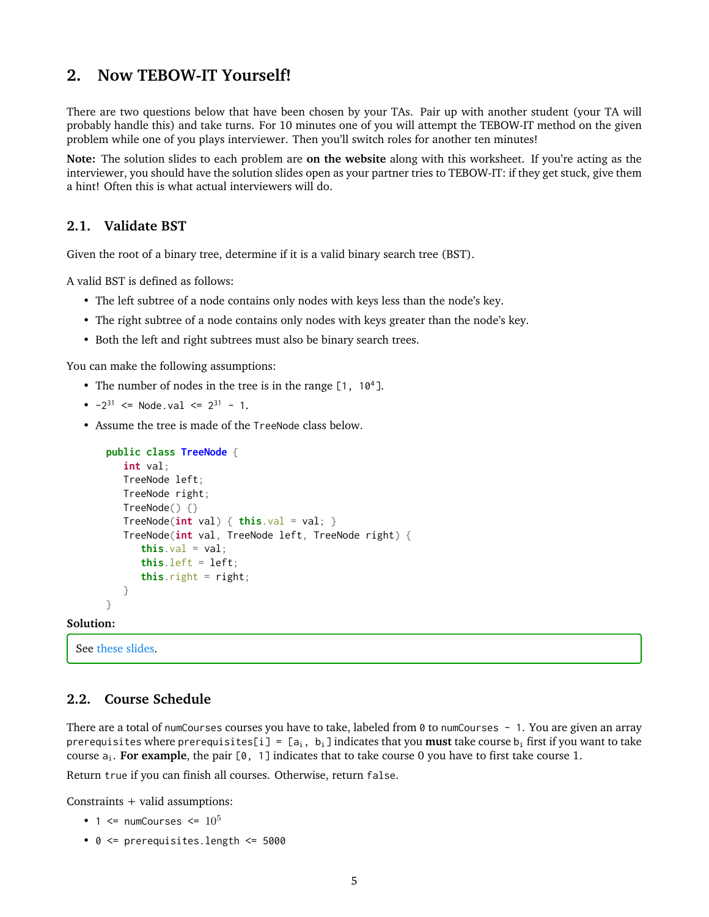## 2. Now TEBOW-IT Yourself!

There are two questions below that have been chosen by your TAs. Pair up with another student (your TA will probably handle this) and take turns. For 10 minutes one of you will attempt the TEBOW-IT method on the given problem while one of you plays interviewer. Then you'll switch roles for another ten minutes!

**Note:** The solution slides to each problem are **on the website** along with this worksheet. If you're acting as the interviewer, you should have the solution slides open as your partner tries to TEBOW-IT: if they get stuck, give them a hint! Often this is what actual interviewers will do.

### 2.1. Validate BST

Given the root of a binary tree, determine if it is a valid binary search tree (BST).

A valid BST is defined as follows:

- The left subtree of a node contains only nodes with keys less than the node's key.
- The right subtree of a node contains only nodes with keys greater than the node's key.
- Both the left and right subtrees must also be binary search trees.

You can make the following assumptions:

- The number of nodes in the tree is in the range `[1, 10^4]`.
- $-2^{31}$ `<= Node.val <=` $2^{31} - 1$.
- Assume the tree is made of the `TreeNode` class below.

```java
public class TreeNode {
   int val;
   TreeNode left;
   TreeNode right;
   TreeNode() {}
   TreeNode(int val) { this.val = val; }
   TreeNode(int val, TreeNode left, TreeNode right) {
      this.val = val;
      this.left = left;
      this.right = right;
   }
}
```

**Solution:**

See these slides.

### 2.2. Course Schedule

There are a total of `numCourses` courses you have to take, labeled from `0` to `numCourses - 1`. You are given an array `prerequisites` where `prerequisites[i] = [`$a_i$`, `$b_i$`]` indicates that you **must** take course $b_i$ first if you want to take course $a_i$. **For example**, the pair `[0, 1]` indicates that to take course 0 you have to first take course 1.

Return `true` if you can finish all courses. Otherwise, return `false`.

Constraints + valid assumptions:

- `1 <= numCourses <=` $10^5$
- `0 <= prerequisites.length <= 5000`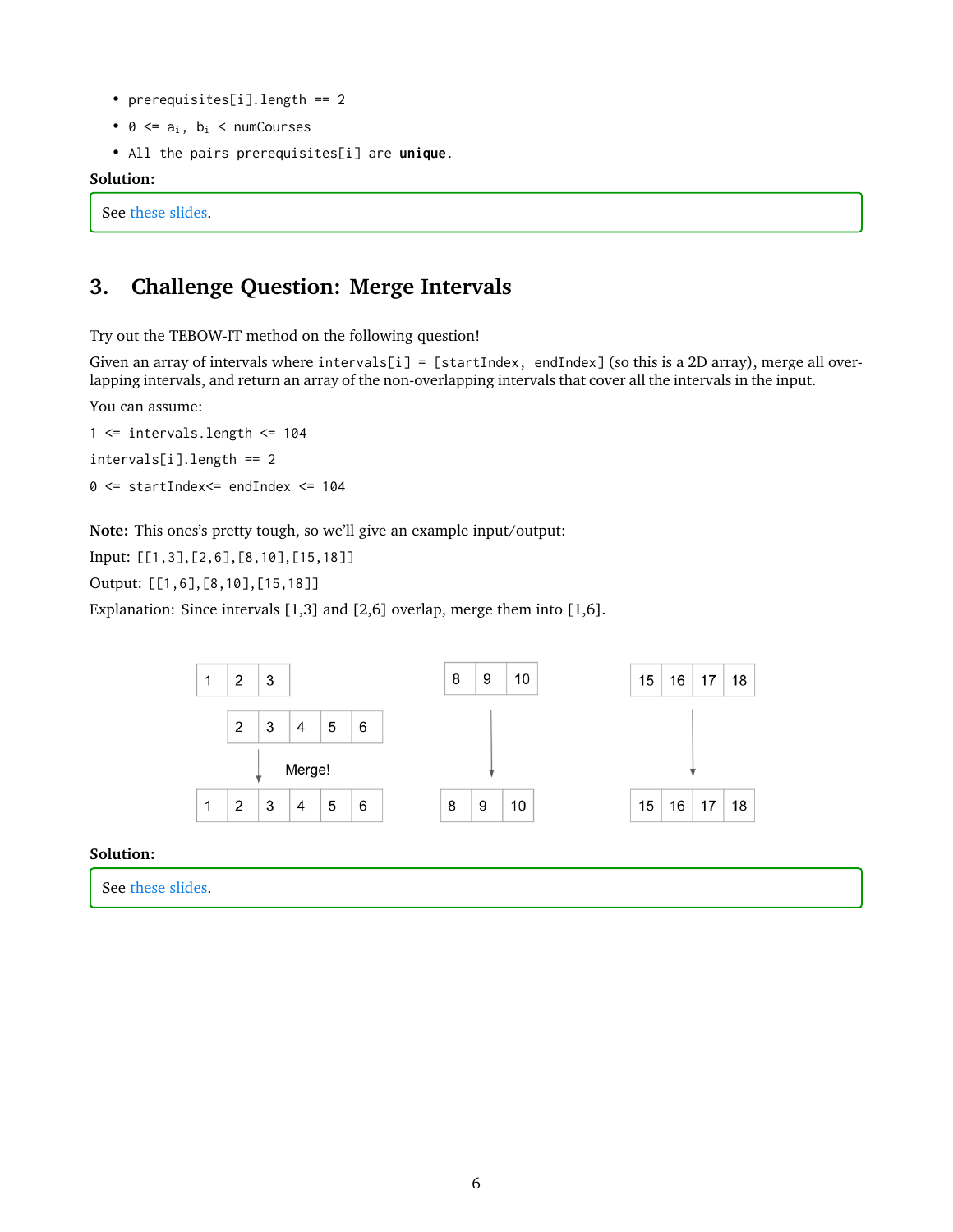- `prerequisites[i].length == 2`
- `0 <= ai, bi < numCourses`
- `All the pairs prerequisites[i] are` **`unique`**.

**Solution:**

See these slides.

## 3. Challenge Question: Merge Intervals

Try out the TEBOW-IT method on the following question!

Given an array of intervals where `intervals[i] = [startIndex, endIndex]` (so this is a 2D array), merge all overlapping intervals, and return an array of the non-overlapping intervals that cover all the intervals in the input.

You can assume:

`1 <= intervals.length <= 104`

`intervals[i].length == 2`

`0 <= startIndex<= endIndex <= 104`

**Note:** This ones's pretty tough, so we'll give an example input/output:

Input: `[[1,3],[2,6],[8,10],[15,18]]`

Output: `[[1,6],[8,10],[15,18]]`

Explanation: Since intervals [1,3] and [2,6] overlap, merge them into [1,6].

```
1 2 3                    8 9 10        15 16 17 18
  2 3 4 5 6
    |  Merge!              |                |
    v                      v                v
1 2 3 4 5 6              8 9 10        15 16 17 18
```

**Solution:**

See these slides.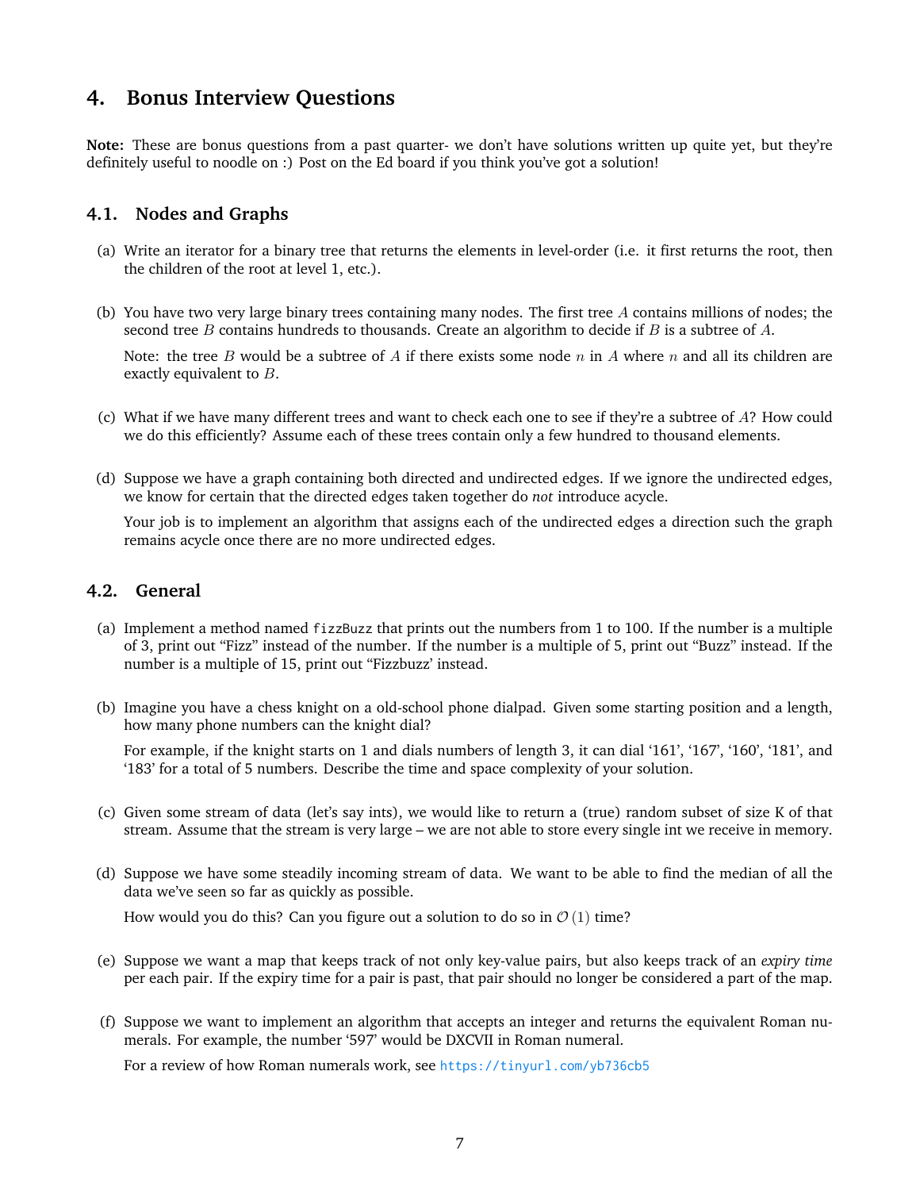## 4. Bonus Interview Questions

**Note:** These are bonus questions from a past quarter- we don't have solutions written up quite yet, but they're definitely useful to noodle on :) Post on the Ed board if you think you've got a solution!

### 4.1. Nodes and Graphs

(a) Write an iterator for a binary tree that returns the elements in level-order (i.e. it first returns the root, then the children of the root at level 1, etc.).

(b) You have two very large binary trees containing many nodes. The first tree $A$ contains millions of nodes; the second tree $B$ contains hundreds to thousands. Create an algorithm to decide if $B$ is a subtree of $A$.

Note: the tree $B$ would be a subtree of $A$ if there exists some node $n$ in $A$ where $n$ and all its children are exactly equivalent to $B$.

(c) What if we have many different trees and want to check each one to see if they're a subtree of $A$? How could we do this efficiently? Assume each of these trees contain only a few hundred to thousand elements.

(d) Suppose we have a graph containing both directed and undirected edges. If we ignore the undirected edges, we know for certain that the directed edges taken together do *not* introduce acycle.

Your job is to implement an algorithm that assigns each of the undirected edges a direction such the graph remains acycle once there are no more undirected edges.

### 4.2. General

(a) Implement a method named `fizzBuzz` that prints out the numbers from 1 to 100. If the number is a multiple of 3, print out "Fizz" instead of the number. If the number is a multiple of 5, print out "Buzz" instead. If the number is a multiple of 15, print out "Fizzbuzz' instead.

(b) Imagine you have a chess knight on a old-school phone dialpad. Given some starting position and a length, how many phone numbers can the knight dial?

For example, if the knight starts on 1 and dials numbers of length 3, it can dial '161', '167', '160', '181', and '183' for a total of 5 numbers. Describe the time and space complexity of your solution.

(c) Given some stream of data (let's say ints), we would like to return a (true) random subset of size K of that stream. Assume that the stream is very large – we are not able to store every single int we receive in memory.

(d) Suppose we have some steadily incoming stream of data. We want to be able to find the median of all the data we've seen so far as quickly as possible.

How would you do this? Can you figure out a solution to do so in $\mathcal{O}(1)$ time?

(e) Suppose we want a map that keeps track of not only key-value pairs, but also keeps track of an *expiry time* per each pair. If the expiry time for a pair is past, that pair should no longer be considered a part of the map.

(f) Suppose we want to implement an algorithm that accepts an integer and returns the equivalent Roman numerals. For example, the number '597' would be DXCVII in Roman numeral.

For a review of how Roman numerals work, see https://tinyurl.com/yb736cb5